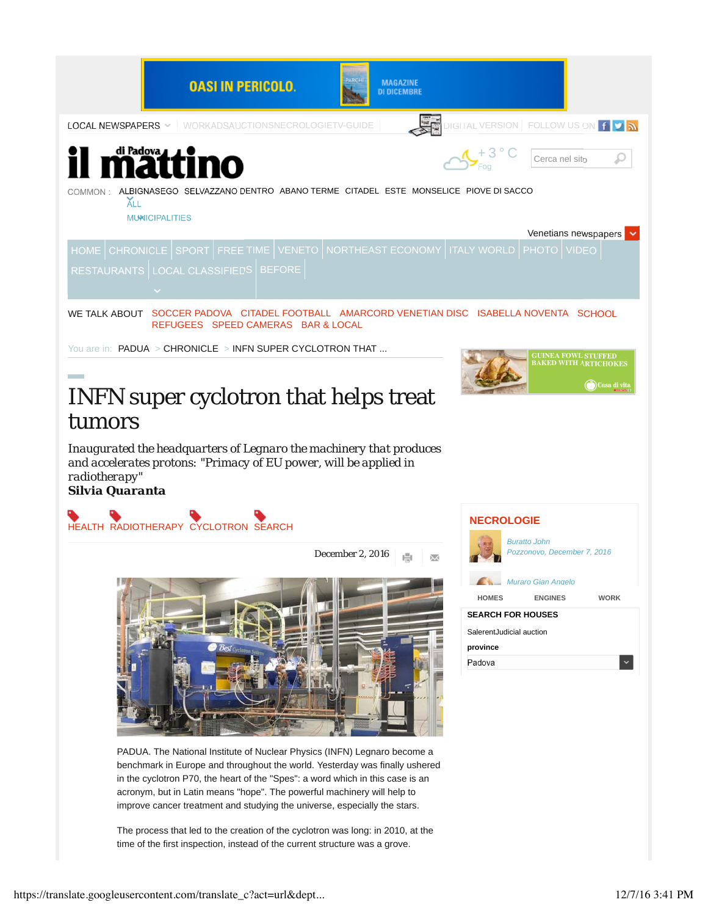OASI IN PERICOLO. MAGAZINE DI DICEMBRE

LOCAL NEWSPAPERS | WORKADSAUCTIONSNECROLOGIETV-GUIDE | DIGITAL VERSION | FOLLOW US ON

**il mattino di Padova**

+3 °C Fog

Cerca nel sito

COMMON : ALBIGNASEGO SELVAZZANO DENTRO ABANO TERME CITADEL ESTE MONSELICE PIOVE DI SACCO
ALL MUNICIPALITIES

Venetians newspapers

HOME | CHRONICLE | SPORT | FREE TIME | VENETO | NORTHEAST ECONOMY | ITALY WORLD | PHOTO | VIDEO | RESTAURANTS | LOCAL CLASSIFIEDS | BEFORE

WE TALK ABOUT SOCCER PADOVA CITADEL FOOTBALL AMARCORD VENETIAN DISC ISABELLA NOVENTA SCHOOL REFUGEES SPEED CAMERAS BAR & LOCAL

You are in: PADUA > CHRONICLE > INFN SUPER CYCLOTRON THAT ...

GUINEA FOWL STUFFED BAKED WITH ARTICHOKES — Casa di vita

# INFN super cyclotron that helps treat tumors

Inaugurated the headquarters of Legnaro the machinery that produces and accelerates protons: "Primacy of EU power, will be applied in radiotherapy"

**Silvia Quaranta**

HEALTH RADIOTHERAPY CYCLOTRON SEARCH

December 2, 2016

PADUA. The National Institute of Nuclear Physics (INFN) Legnaro become a benchmark in Europe and throughout the world. Yesterday was finally ushered in the cyclotron P70, the heart of the "Spes": a word which in this case is an acronym, but in Latin means "hope". The powerful machinery will help to improve cancer treatment and studying the universe, especially the stars.

The process that led to the creation of the cyclotron was long: in 2010, at the time of the first inspection, instead of the current structure was a grove.

## NECROLOGIE

Buratto John
Pozzonovo, December 7, 2016

Muraro Gian Angelo

HOMES ENGINES WORK

**SEARCH FOR HOUSES**

SalerentJudicial auction

**province**

Padova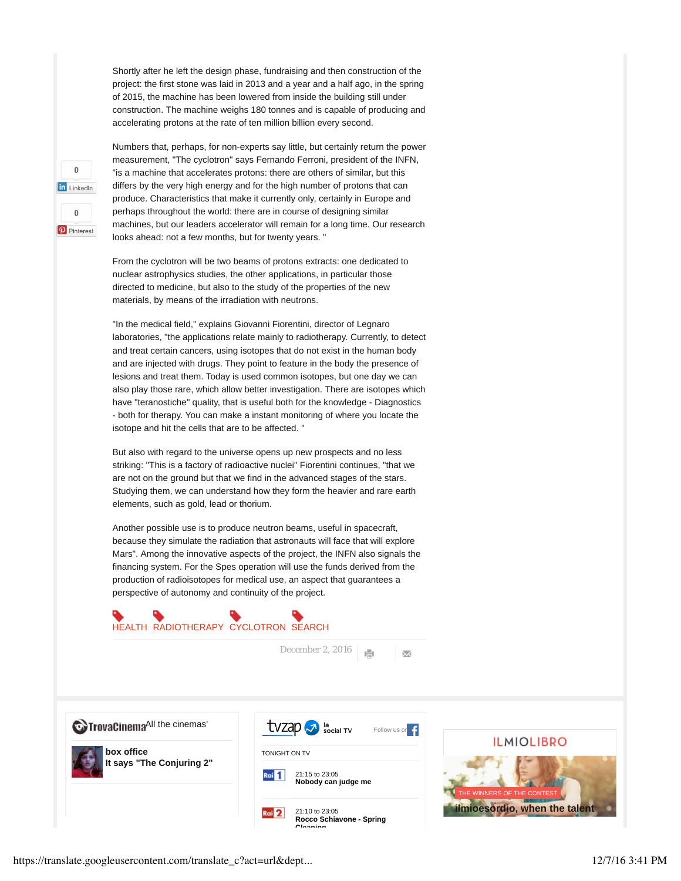Shortly after he left the design phase, fundraising and then construction of the project: the first stone was laid in 2013 and a year and a half ago, in the spring of 2015, the machine has been lowered from inside the building still under construction. The machine weighs 180 tonnes and is capable of producing and accelerating protons at the rate of ten million billion every second.

Numbers that, perhaps, for non-experts say little, but certainly return the power measurement, "The cyclotron" says Fernando Ferroni, president of the INFN, "is a machine that accelerates protons: there are others of similar, but this differs by the very high energy and for the high number of protons that can produce. Characteristics that make it currently only, certainly in Europe and perhaps throughout the world: there are in course of designing similar machines, but our leaders accelerator will remain for a long time. Our research looks ahead: not a few months, but for twenty years. "

From the cyclotron will be two beams of protons extracts: one dedicated to nuclear astrophysics studies, the other applications, in particular those directed to medicine, but also to the study of the properties of the new materials, by means of the irradiation with neutrons.

"In the medical field," explains Giovanni Fiorentini, director of Legnaro laboratories, "the applications relate mainly to radiotherapy. Currently, to detect and treat certain cancers, using isotopes that do not exist in the human body and are injected with drugs. They point to feature in the body the presence of lesions and treat them. Today is used common isotopes, but one day we can also play those rare, which allow better investigation. There are isotopes which have "teranostiche" quality, that is useful both for the knowledge - Diagnostics - both for therapy. You can make a instant monitoring of where you locate the isotope and hit the cells that are to be affected. "

But also with regard to the universe opens up new prospects and no less striking: "This is a factory of radioactive nuclei" Fiorentini continues, "that we are not on the ground but that we find in the advanced stages of the stars. Studying them, we can understand how they form the heavier and rare earth elements, such as gold, lead or thorium.

Another possible use is to produce neutron beams, useful in spacecraft, because they simulate the radiation that astronauts will face that will explore Mars". Among the innovative aspects of the project, the INFN also signals the financing system. For the Spes operation will use the funds derived from the production of radioisotopes for medical use, an aspect that guarantees a perspective of autonomy and continuity of the project.

HEALTH RADIOTHERAPY CYCLOTRON SEARCH

December 2, 2016